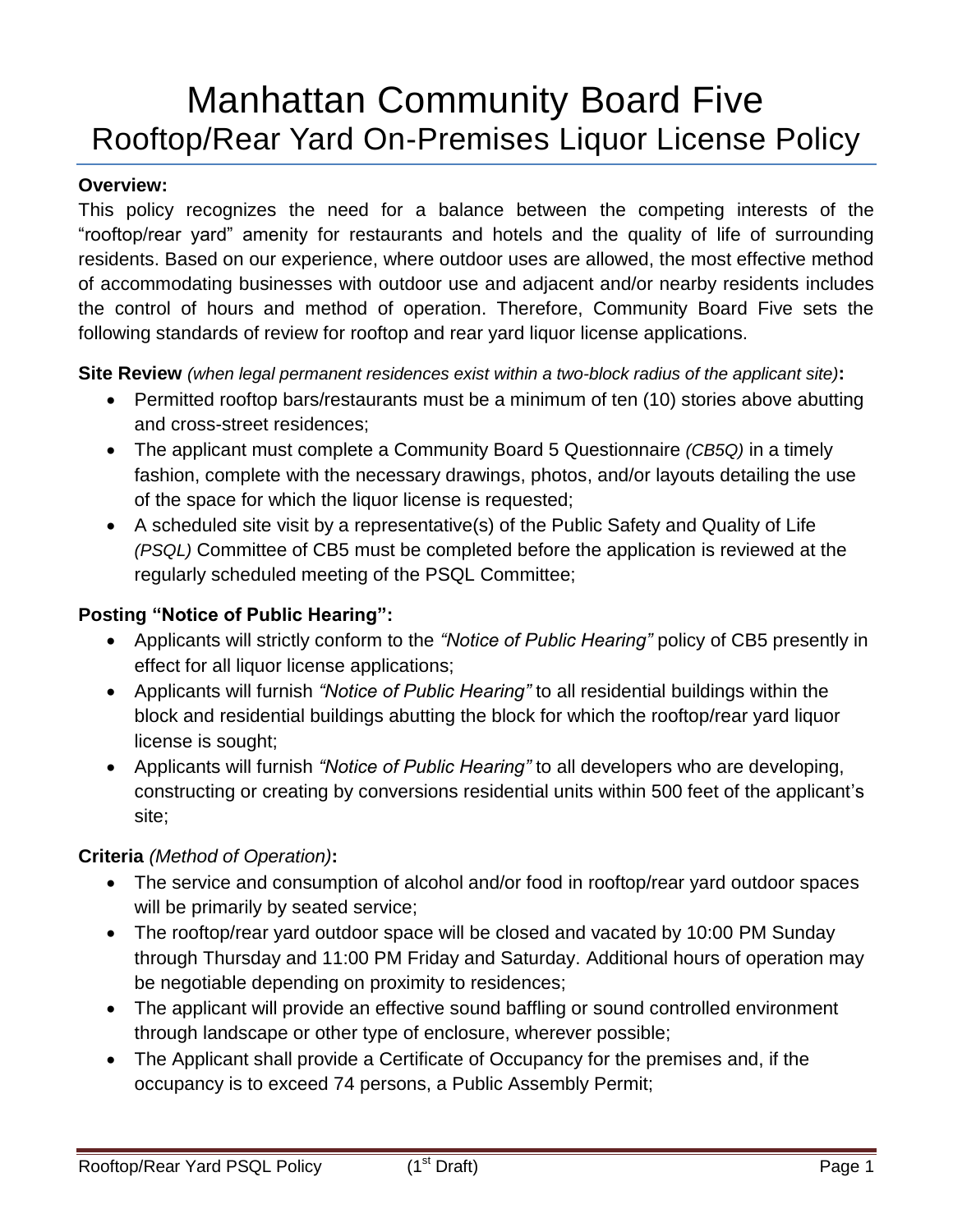# Manhattan Community Board Five

## Rooftop/Rear Yard On-Premises Liquor License Policy

**Overview:**

This policy recognizes the need for a balance between the competing interests of the "rooftop/rear yard" amenity for restaurants and hotels and the quality of life of surrounding residents. Based on our experience, where outdoor uses are allowed, the most effective method of accommodating businesses with outdoor use and adjacent and/or nearby residents includes the control of hours and method of operation. Therefore, Community Board Five sets the following standards of review for rooftop and rear yard liquor license applications.

**Site Review** *(when legal permanent residences exist within a two-block radius of the applicant site)***:**

- Permitted rooftop bars/restaurants must be a minimum of ten (10) stories above abutting and cross-street residences;
- The applicant must complete a Community Board 5 Questionnaire *(CB5Q)* in a timely fashion, complete with the necessary drawings, photos, and/or layouts detailing the use of the space for which the liquor license is requested;
- A scheduled site visit by a representative(s) of the Public Safety and Quality of Life *(PSQL)* Committee of CB5 must be completed before the application is reviewed at the regularly scheduled meeting of the PSQL Committee;

**Posting "Notice of Public Hearing":**

- Applicants will strictly conform to the *"Notice of Public Hearing"* policy of CB5 presently in effect for all liquor license applications;
- Applicants will furnish *"Notice of Public Hearing"* to all residential buildings within the block and residential buildings abutting the block for which the rooftop/rear yard liquor license is sought;
- Applicants will furnish *"Notice of Public Hearing"* to all developers who are developing, constructing or creating by conversions residential units within 500 feet of the applicant's site;

**Criteria** *(Method of Operation)***:**

- The service and consumption of alcohol and/or food in rooftop/rear yard outdoor spaces will be primarily by seated service;
- The rooftop/rear yard outdoor space will be closed and vacated by 10:00 PM Sunday through Thursday and 11:00 PM Friday and Saturday. Additional hours of operation may be negotiable depending on proximity to residences;
- The applicant will provide an effective sound baffling or sound controlled environment through landscape or other type of enclosure, wherever possible;
- The Applicant shall provide a Certificate of Occupancy for the premises and, if the occupancy is to exceed 74 persons, a Public Assembly Permit;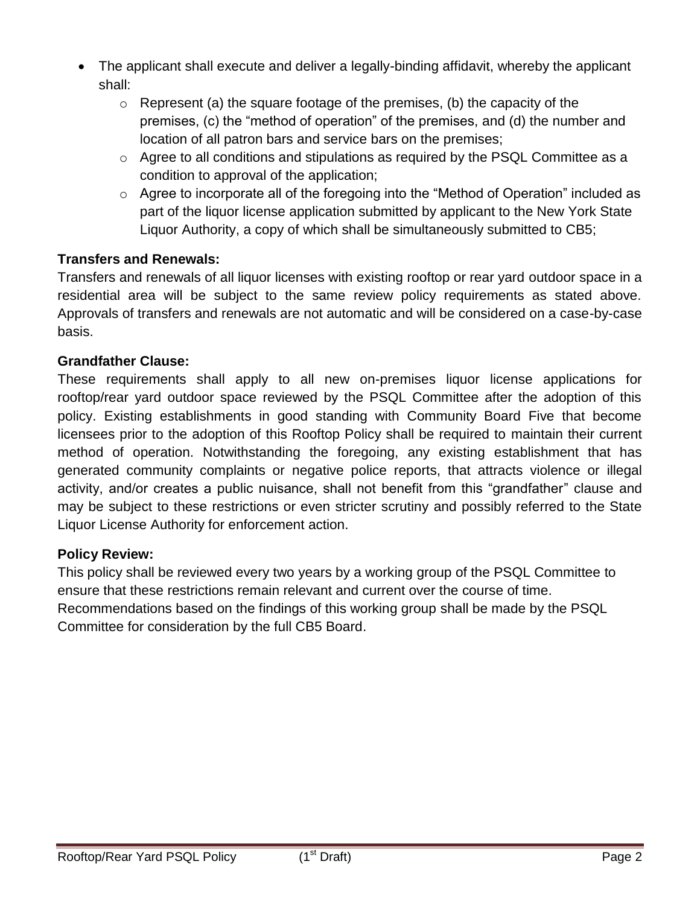- The applicant shall execute and deliver a legally-binding affidavit, whereby the applicant shall:
  - Represent (a) the square footage of the premises, (b) the capacity of the premises, (c) the "method of operation" of the premises, and (d) the number and location of all patron bars and service bars on the premises;
  - Agree to all conditions and stipulations as required by the PSQL Committee as a condition to approval of the application;
  - Agree to incorporate all of the foregoing into the "Method of Operation" included as part of the liquor license application submitted by applicant to the New York State Liquor Authority, a copy of which shall be simultaneously submitted to CB5;

**Transfers and Renewals:**

Transfers and renewals of all liquor licenses with existing rooftop or rear yard outdoor space in a residential area will be subject to the same review policy requirements as stated above. Approvals of transfers and renewals are not automatic and will be considered on a case-by-case basis.

**Grandfather Clause:**

These requirements shall apply to all new on-premises liquor license applications for rooftop/rear yard outdoor space reviewed by the PSQL Committee after the adoption of this policy. Existing establishments in good standing with Community Board Five that become licensees prior to the adoption of this Rooftop Policy shall be required to maintain their current method of operation. Notwithstanding the foregoing, any existing establishment that has generated community complaints or negative police reports, that attracts violence or illegal activity, and/or creates a public nuisance, shall not benefit from this "grandfather" clause and may be subject to these restrictions or even stricter scrutiny and possibly referred to the State Liquor License Authority for enforcement action.

**Policy Review:**

This policy shall be reviewed every two years by a working group of the PSQL Committee to ensure that these restrictions remain relevant and current over the course of time. Recommendations based on the findings of this working group shall be made by the PSQL Committee for consideration by the full CB5 Board.